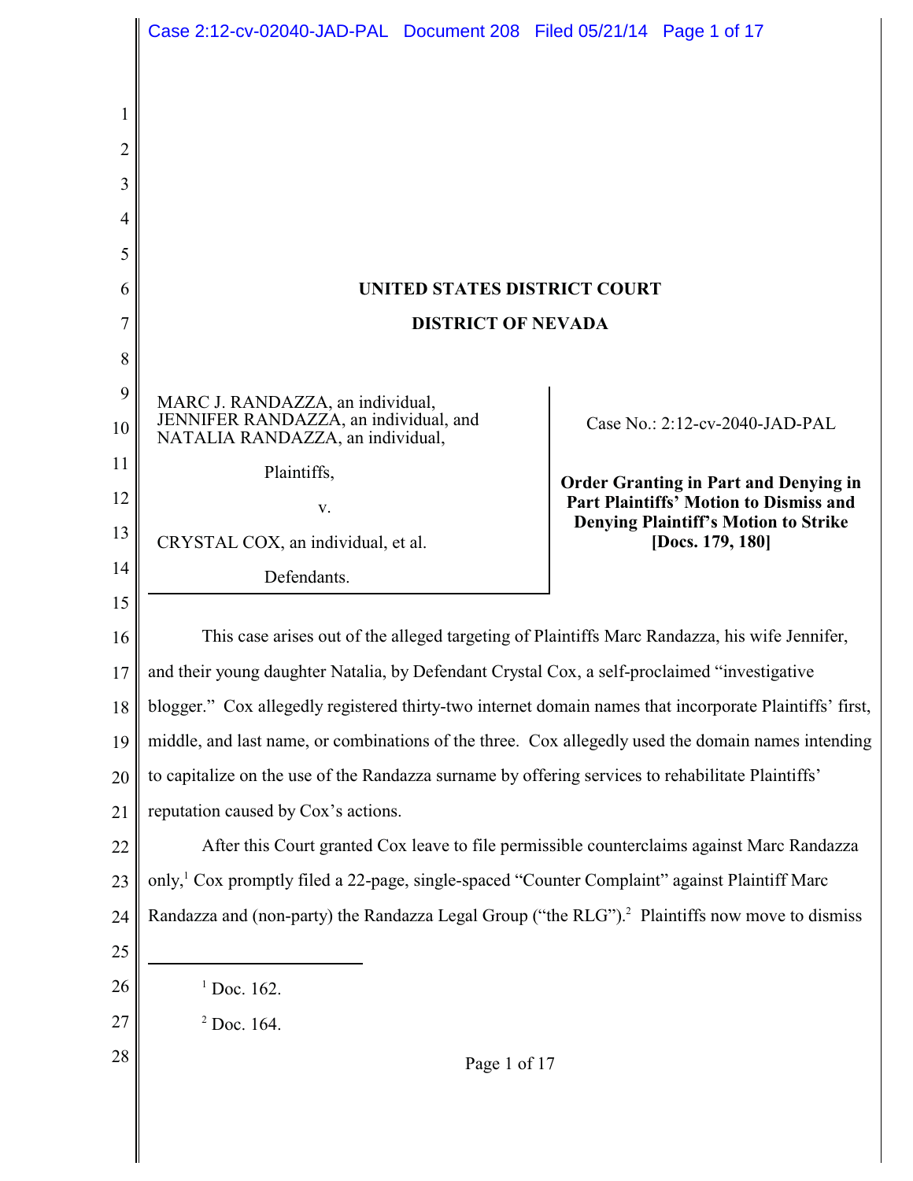# UNITED STATES DISTRICT COURT

# DISTRICT OF NEVADA

| | |
|---|---|
| MARC J. RANDAZZA, an individual, JENNIFER RANDAZZA, an individual, and NATALIA RANDAZZA, an individual,<br><br>Plaintiffs,<br><br>v.<br><br>CRYSTAL COX, an individual, et al.<br><br>Defendants. | Case No.: 2:12-cv-2040-JAD-PAL<br><br>**Order Granting in Part and Denying in Part Plaintiffs' Motion to Dismiss and Denying Plaintiff's Motion to Strike [Docs. 179, 180]** |

This case arises out of the alleged targeting of Plaintiffs Marc Randazza, his wife Jennifer, and their young daughter Natalia, by Defendant Crystal Cox, a self-proclaimed "investigative blogger." Cox allegedly registered thirty-two internet domain names that incorporate Plaintiffs' first, middle, and last name, or combinations of the three. Cox allegedly used the domain names intending to capitalize on the use of the Randazza surname by offering services to rehabilitate Plaintiffs' reputation caused by Cox's actions.

After this Court granted Cox leave to file permissible counterclaims against Marc Randazza only,[1] Cox promptly filed a 22-page, single-spaced "Counter Complaint" against Plaintiff Marc Randazza and (non-party) the Randazza Legal Group ("the RLG").[2] Plaintiffs now move to dismiss

---

[1] Doc. 162.

[2] Doc. 164.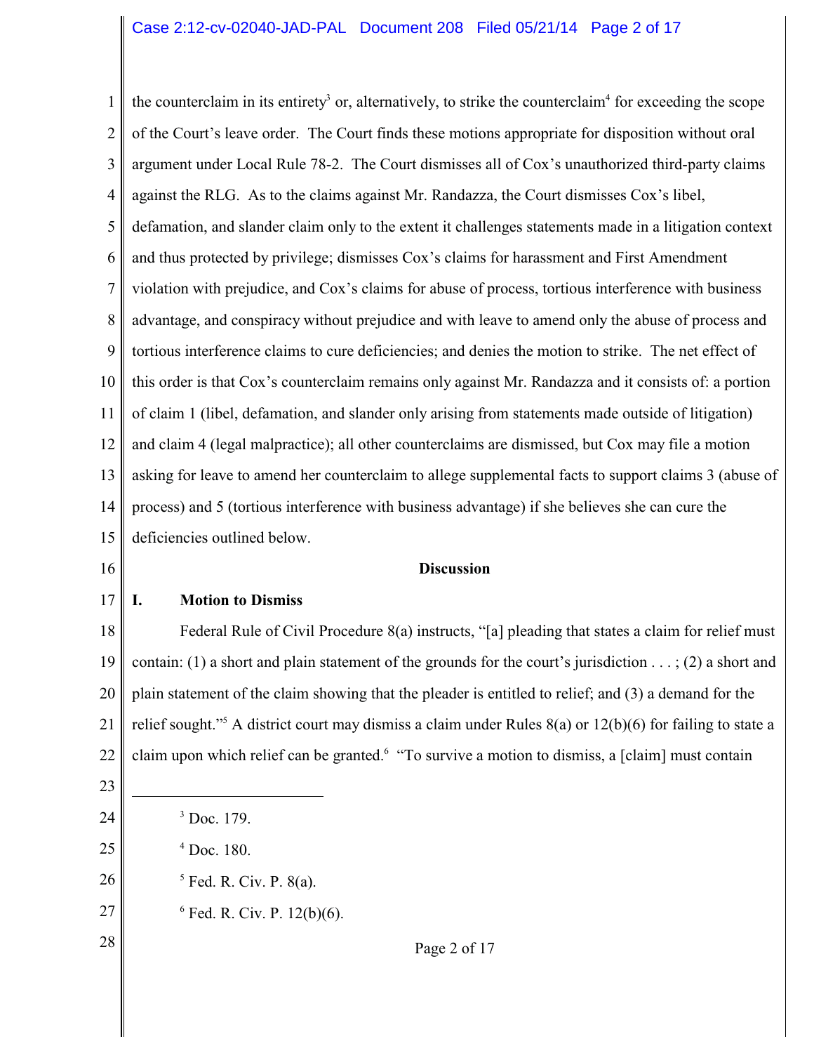the counterclaim in its entirety[3] or, alternatively, to strike the counterclaim[4] for exceeding the scope of the Court's leave order. The Court finds these motions appropriate for disposition without oral argument under Local Rule 78-2. The Court dismisses all of Cox's unauthorized third-party claims against the RLG. As to the claims against Mr. Randazza, the Court dismisses Cox's libel, defamation, and slander claim only to the extent it challenges statements made in a litigation context and thus protected by privilege; dismisses Cox's claims for harassment and First Amendment violation with prejudice, and Cox's claims for abuse of process, tortious interference with business advantage, and conspiracy without prejudice and with leave to amend only the abuse of process and tortious interference claims to cure deficiencies; and denies the motion to strike. The net effect of this order is that Cox's counterclaim remains only against Mr. Randazza and it consists of: a portion of claim 1 (libel, defamation, and slander only arising from statements made outside of litigation) and claim 4 (legal malpractice); all other counterclaims are dismissed, but Cox may file a motion asking for leave to amend her counterclaim to allege supplemental facts to support claims 3 (abuse of process) and 5 (tortious interference with business advantage) if she believes she can cure the deficiencies outlined below.

## Discussion

### I. Motion to Dismiss

Federal Rule of Civil Procedure 8(a) instructs, "[a] pleading that states a claim for relief must contain: (1) a short and plain statement of the grounds for the court's jurisdiction . . . ; (2) a short and plain statement of the claim showing that the pleader is entitled to relief; and (3) a demand for the relief sought."[5] A district court may dismiss a claim under Rules 8(a) or 12(b)(6) for failing to state a claim upon which relief can be granted.[6] "To survive a motion to dismiss, a [claim] must contain

---

[3] Doc. 179.

[4] Doc. 180.

[5] Fed. R. Civ. P. 8(a).

[6] Fed. R. Civ. P. 12(b)(6).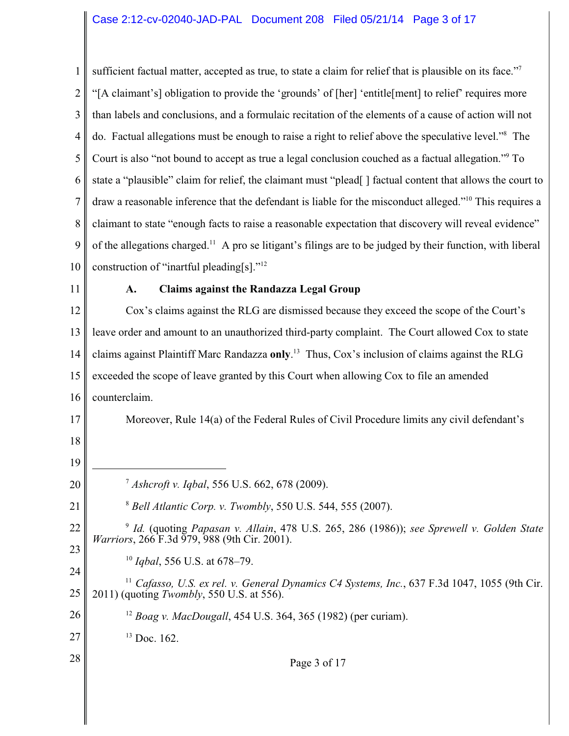sufficient factual matter, accepted as true, to state a claim for relief that is plausible on its face."[7] "[A claimant's] obligation to provide the 'grounds' of [her] 'entitle[ment] to relief' requires more than labels and conclusions, and a formulaic recitation of the elements of a cause of action will not do. Factual allegations must be enough to raise a right to relief above the speculative level."[8] The Court is also "not bound to accept as true a legal conclusion couched as a factual allegation."[9] To state a "plausible" claim for relief, the claimant must "plead[ ] factual content that allows the court to draw a reasonable inference that the defendant is liable for the misconduct alleged."[10] This requires a claimant to state "enough facts to raise a reasonable expectation that discovery will reveal evidence" of the allegations charged.[11] A pro se litigant's filings are to be judged by their function, with liberal construction of "inartful pleading[s]."[12]

### A. Claims against the Randazza Legal Group

Cox's claims against the RLG are dismissed because they exceed the scope of the Court's leave order and amount to an unauthorized third-party complaint. The Court allowed Cox to state claims against Plaintiff Marc Randazza **only**.[13] Thus, Cox's inclusion of claims against the RLG exceeded the scope of leave granted by this Court when allowing Cox to file an amended counterclaim.

Moreover, Rule 14(a) of the Federal Rules of Civil Procedure limits any civil defendant's

---

[7] *Ashcroft v. Iqbal*, 556 U.S. 662, 678 (2009).

[8] *Bell Atlantic Corp. v. Twombly*, 550 U.S. 544, 555 (2007).

[9] *Id.* (quoting *Papasan v. Allain*, 478 U.S. 265, 286 (1986)); *see Sprewell v. Golden State Warriors*, 266 F.3d 979, 988 (9th Cir. 2001).

[10] *Iqbal*, 556 U.S. at 678–79.

[11] *Cafasso, U.S. ex rel. v. General Dynamics C4 Systems, Inc.*, 637 F.3d 1047, 1055 (9th Cir. 2011) (quoting *Twombly*, 550 U.S. at 556).

[12] *Boag v. MacDougall*, 454 U.S. 364, 365 (1982) (per curiam).

[13] Doc. 162.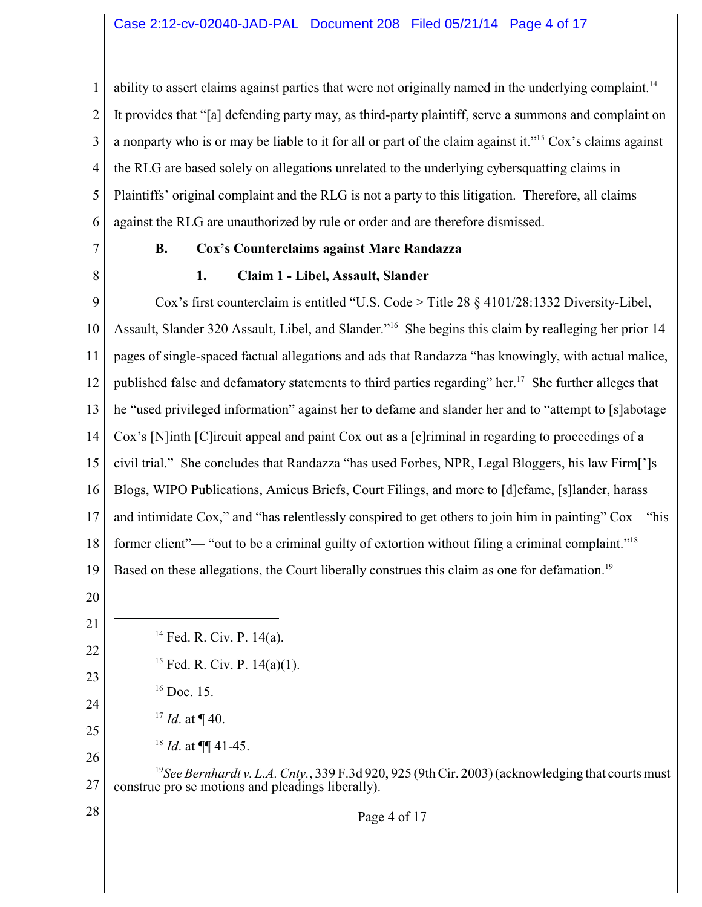ability to assert claims against parties that were not originally named in the underlying complaint.[14] It provides that "[a] defending party may, as third-party plaintiff, serve a summons and complaint on a nonparty who is or may be liable to it for all or part of the claim against it."[15] Cox's claims against the RLG are based solely on allegations unrelated to the underlying cybersquatting claims in Plaintiffs' original complaint and the RLG is not a party to this litigation. Therefore, all claims against the RLG are unauthorized by rule or order and are therefore dismissed.

### B. Cox's Counterclaims against Marc Randazza

#### 1. Claim 1 - Libel, Assault, Slander

Cox's first counterclaim is entitled "U.S. Code > Title 28 § 4101/28:1332 Diversity-Libel, Assault, Slander 320 Assault, Libel, and Slander."[16] She begins this claim by realleging her prior 14 pages of single-spaced factual allegations and ads that Randazza "has knowingly, with actual malice, published false and defamatory statements to third parties regarding" her.[17] She further alleges that he "used privileged information" against her to defame and slander her and to "attempt to [s]abotage Cox's [N]inth [C]ircuit appeal and paint Cox out as a [c]riminal in regarding to proceedings of a civil trial." She concludes that Randazza "has used Forbes, NPR, Legal Bloggers, his law Firm[']s Blogs, WIPO Publications, Amicus Briefs, Court Filings, and more to [d]efame, [s]lander, harass and intimidate Cox," and "has relentlessly conspired to get others to join him in painting" Cox—"his former client"— "out to be a criminal guilty of extortion without filing a criminal complaint."[18] Based on these allegations, the Court liberally construes this claim as one for defamation.[19]

---

[14] Fed. R. Civ. P. 14(a).

[15] Fed. R. Civ. P. 14(a)(1).

[16] Doc. 15.

[17] *Id*. at ¶ 40.

[18] *Id*. at ¶¶ 41-45.

[19] *See Bernhardt v. L.A. Cnty.*, 339 F.3d 920, 925 (9th Cir. 2003) (acknowledging that courts must construe pro se motions and pleadings liberally).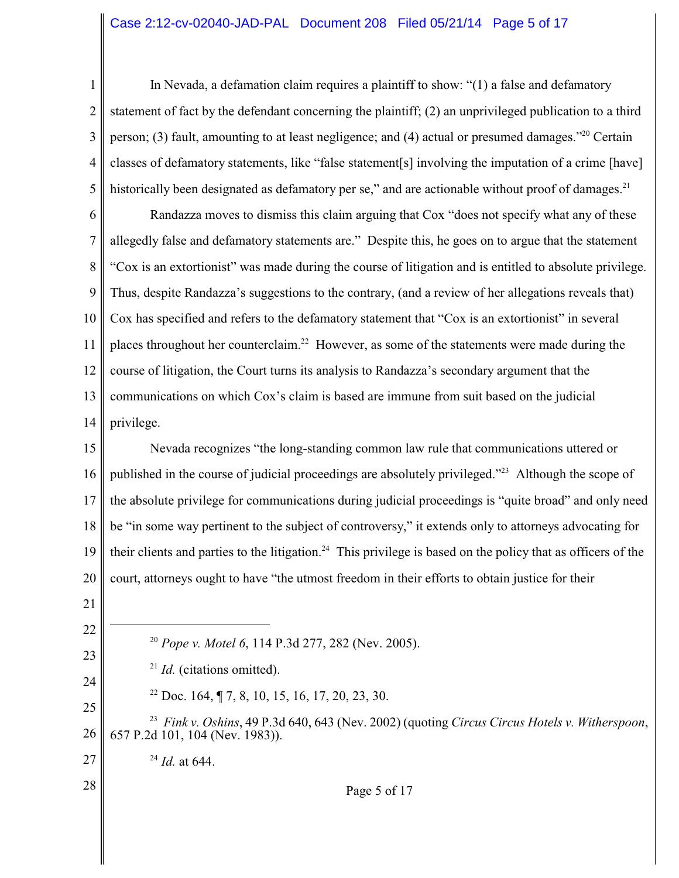In Nevada, a defamation claim requires a plaintiff to show: "(1) a false and defamatory statement of fact by the defendant concerning the plaintiff; (2) an unprivileged publication to a third person; (3) fault, amounting to at least negligence; and (4) actual or presumed damages."[20] Certain classes of defamatory statements, like "false statement[s] involving the imputation of a crime [have] historically been designated as defamatory per se," and are actionable without proof of damages.[21]

Randazza moves to dismiss this claim arguing that Cox "does not specify what any of these allegedly false and defamatory statements are." Despite this, he goes on to argue that the statement "Cox is an extortionist" was made during the course of litigation and is entitled to absolute privilege. Thus, despite Randazza's suggestions to the contrary, (and a review of her allegations reveals that) Cox has specified and refers to the defamatory statement that "Cox is an extortionist" in several places throughout her counterclaim.[22] However, as some of the statements were made during the course of litigation, the Court turns its analysis to Randazza's secondary argument that the communications on which Cox's claim is based are immune from suit based on the judicial privilege.

Nevada recognizes "the long-standing common law rule that communications uttered or published in the course of judicial proceedings are absolutely privileged."[23] Although the scope of the absolute privilege for communications during judicial proceedings is "quite broad" and only need be "in some way pertinent to the subject of controversy," it extends only to attorneys advocating for their clients and parties to the litigation.[24] This privilege is based on the policy that as officers of the court, attorneys ought to have "the utmost freedom in their efforts to obtain justice for their

---

[20] *Pope v. Motel 6*, 114 P.3d 277, 282 (Nev. 2005).

[21] *Id.* (citations omitted).

[22] Doc. 164, ¶ 7, 8, 10, 15, 16, 17, 20, 23, 30.

[23] *Fink v. Oshins*, 49 P.3d 640, 643 (Nev. 2002) (quoting *Circus Circus Hotels v. Witherspoon*, 657 P.2d 101, 104 (Nev. 1983)).

[24] *Id.* at 644.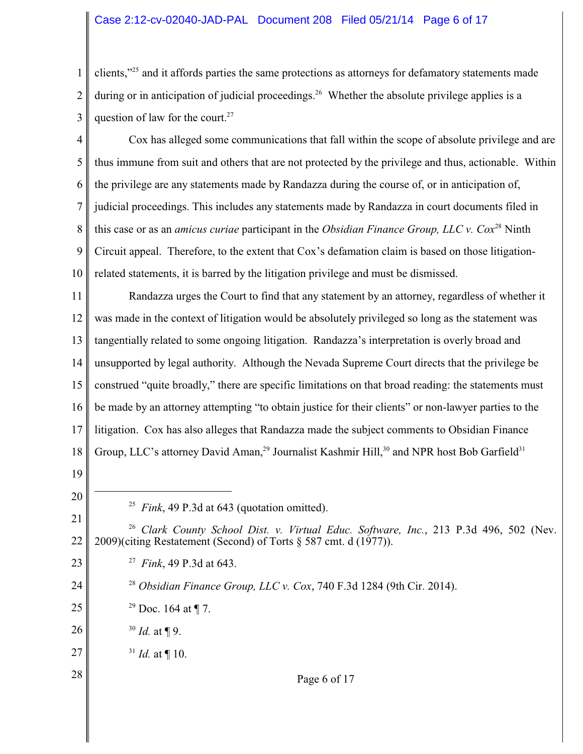clients,"[25] and it affords parties the same protections as attorneys for defamatory statements made during or in anticipation of judicial proceedings.[26] Whether the absolute privilege applies is a question of law for the court.[27]

Cox has alleged some communications that fall within the scope of absolute privilege and are thus immune from suit and others that are not protected by the privilege and thus, actionable. Within the privilege are any statements made by Randazza during the course of, or in anticipation of, judicial proceedings. This includes any statements made by Randazza in court documents filed in this case or as an *amicus curiae* participant in the *Obsidian Finance Group, LLC v. Cox*[28] Ninth Circuit appeal. Therefore, to the extent that Cox's defamation claim is based on those litigation-related statements, it is barred by the litigation privilege and must be dismissed.

Randazza urges the Court to find that any statement by an attorney, regardless of whether it was made in the context of litigation would be absolutely privileged so long as the statement was tangentially related to some ongoing litigation. Randazza's interpretation is overly broad and unsupported by legal authority. Although the Nevada Supreme Court directs that the privilege be construed "quite broadly," there are specific limitations on that broad reading: the statements must be made by an attorney attempting "to obtain justice for their clients" or non-lawyer parties to the litigation. Cox has also alleges that Randazza made the subject comments to Obsidian Finance Group, LLC's attorney David Aman,[29] Journalist Kashmir Hill,[30] and NPR host Bob Garfield[31]

---

[25] *Fink*, 49 P.3d at 643 (quotation omitted).

[26] *Clark County School Dist. v. Virtual Educ. Software, Inc.*, 213 P.3d 496, 502 (Nev. 2009)(citing Restatement (Second) of Torts § 587 cmt. d (1977)).

[27] *Fink*, 49 P.3d at 643.

[28] *Obsidian Finance Group, LLC v. Cox*, 740 F.3d 1284 (9th Cir. 2014).

[29] Doc. 164 at ¶ 7.

[30] *Id.* at ¶ 9.

[31] *Id.* at ¶ 10.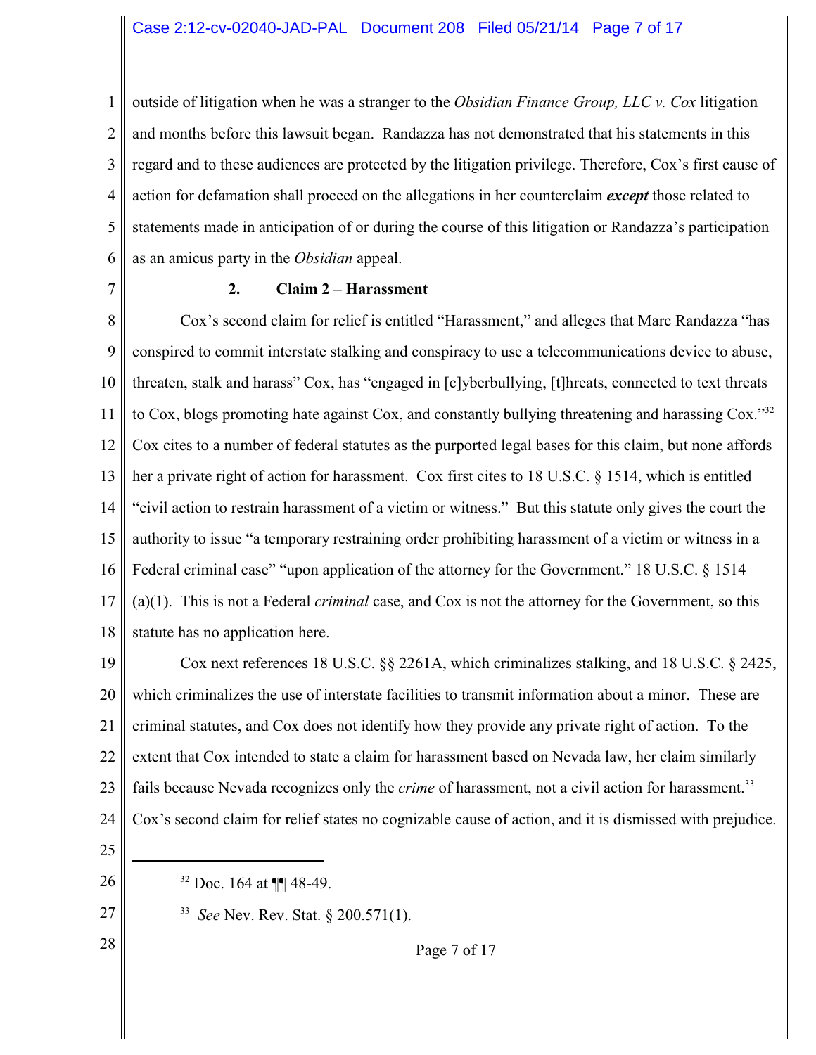outside of litigation when he was a stranger to the *Obsidian Finance Group, LLC v. Cox* litigation and months before this lawsuit began. Randazza has not demonstrated that his statements in this regard and to these audiences are protected by the litigation privilege. Therefore, Cox's first cause of action for defamation shall proceed on the allegations in her counterclaim ***except*** those related to statements made in anticipation of or during the course of this litigation or Randazza's participation as an amicus party in the *Obsidian* appeal.

### 2. Claim 2 – Harassment

Cox's second claim for relief is entitled "Harassment," and alleges that Marc Randazza "has conspired to commit interstate stalking and conspiracy to use a telecommunications device to abuse, threaten, stalk and harass" Cox, has "engaged in [c]yberbullying, [t]hreats, connected to text threats to Cox, blogs promoting hate against Cox, and constantly bullying threatening and harassing Cox."[32] Cox cites to a number of federal statutes as the purported legal bases for this claim, but none affords her a private right of action for harassment. Cox first cites to 18 U.S.C. § 1514, which is entitled "civil action to restrain harassment of a victim or witness." But this statute only gives the court the authority to issue "a temporary restraining order prohibiting harassment of a victim or witness in a Federal criminal case" "upon application of the attorney for the Government." 18 U.S.C. § 1514 (a)(1). This is not a Federal *criminal* case, and Cox is not the attorney for the Government, so this statute has no application here.

Cox next references 18 U.S.C. §§ 2261A, which criminalizes stalking, and 18 U.S.C. § 2425, which criminalizes the use of interstate facilities to transmit information about a minor. These are criminal statutes, and Cox does not identify how they provide any private right of action. To the extent that Cox intended to state a claim for harassment based on Nevada law, her claim similarly fails because Nevada recognizes only the *crime* of harassment, not a civil action for harassment.[33] Cox's second claim for relief states no cognizable cause of action, and it is dismissed with prejudice.

---

[32] Doc. 164 at ¶¶ 48-49.

[33] *See* Nev. Rev. Stat. § 200.571(1).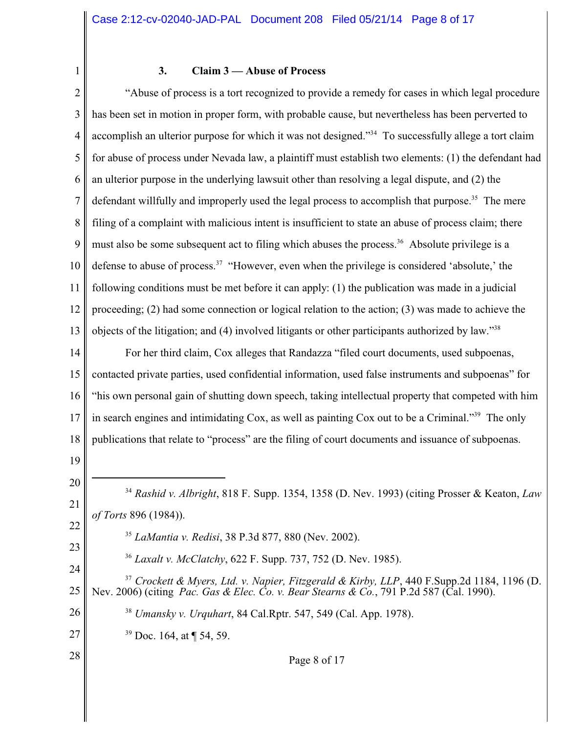### 3. Claim 3 — Abuse of Process

"Abuse of process is a tort recognized to provide a remedy for cases in which legal procedure has been set in motion in proper form, with probable cause, but nevertheless has been perverted to accomplish an ulterior purpose for which it was not designed."[34] To successfully allege a tort claim for abuse of process under Nevada law, a plaintiff must establish two elements: (1) the defendant had an ulterior purpose in the underlying lawsuit other than resolving a legal dispute, and (2) the defendant willfully and improperly used the legal process to accomplish that purpose.[35] The mere filing of a complaint with malicious intent is insufficient to state an abuse of process claim; there must also be some subsequent act to filing which abuses the process.[36] Absolute privilege is a defense to abuse of process.[37] "However, even when the privilege is considered 'absolute,' the following conditions must be met before it can apply: (1) the publication was made in a judicial proceeding; (2) had some connection or logical relation to the action; (3) was made to achieve the objects of the litigation; and (4) involved litigants or other participants authorized by law."[38]

For her third claim, Cox alleges that Randazza "filed court documents, used subpoenas, contacted private parties, used confidential information, used false instruments and subpoenas" for "his own personal gain of shutting down speech, taking intellectual property that competed with him in search engines and intimidating Cox, as well as painting Cox out to be a Criminal."[39] The only publications that relate to "process" are the filing of court documents and issuance of subpoenas.

---

[34] *Rashid v. Albright*, 818 F. Supp. 1354, 1358 (D. Nev. 1993) (citing Prosser & Keaton, *Law of Torts* 896 (1984)).

[35] *LaMantia v. Redisi*, 38 P.3d 877, 880 (Nev. 2002).

[36] *Laxalt v. McClatchy*, 622 F. Supp. 737, 752 (D. Nev. 1985).

[37] *Crockett & Myers, Ltd. v. Napier, Fitzgerald & Kirby, LLP*, 440 F.Supp.2d 1184, 1196 (D. Nev. 2006) (citing *Pac. Gas & Elec. Co. v. Bear Stearns & Co.*, 791 P.2d 587 (Cal. 1990).

[38] *Umansky v. Urquhart*, 84 Cal.Rptr. 547, 549 (Cal. App. 1978).

[39] Doc. 164, at ¶ 54, 59.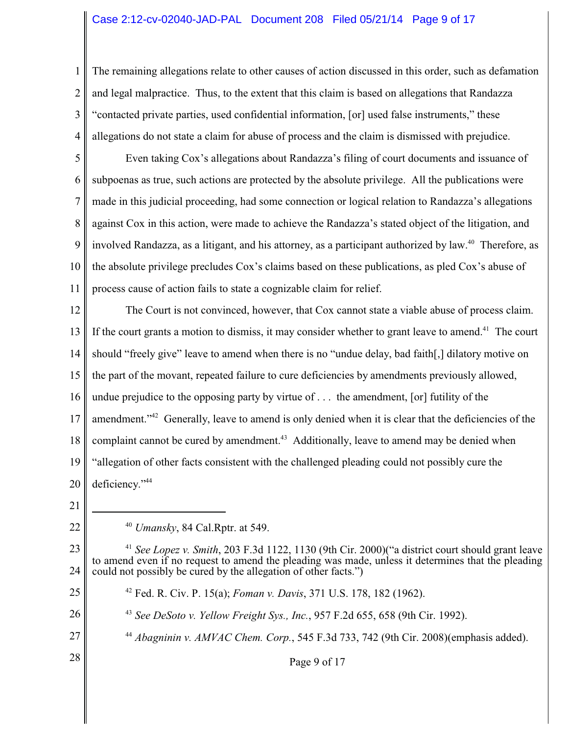The remaining allegations relate to other causes of action discussed in this order, such as defamation and legal malpractice. Thus, to the extent that this claim is based on allegations that Randazza "contacted private parties, used confidential information, [or] used false instruments," these allegations do not state a claim for abuse of process and the claim is dismissed with prejudice.

Even taking Cox's allegations about Randazza's filing of court documents and issuance of subpoenas as true, such actions are protected by the absolute privilege. All the publications were made in this judicial proceeding, had some connection or logical relation to Randazza's allegations against Cox in this action, were made to achieve the Randazza's stated object of the litigation, and involved Randazza, as a litigant, and his attorney, as a participant authorized by law.[40] Therefore, as the absolute privilege precludes Cox's claims based on these publications, as pled Cox's abuse of process cause of action fails to state a cognizable claim for relief.

The Court is not convinced, however, that Cox cannot state a viable abuse of process claim. If the court grants a motion to dismiss, it may consider whether to grant leave to amend.[41] The court should "freely give" leave to amend when there is no "undue delay, bad faith[,] dilatory motive on the part of the movant, repeated failure to cure deficiencies by amendments previously allowed, undue prejudice to the opposing party by virtue of . . . the amendment, [or] futility of the amendment."[42] Generally, leave to amend is only denied when it is clear that the deficiencies of the complaint cannot be cured by amendment.[43] Additionally, leave to amend may be denied when "allegation of other facts consistent with the challenged pleading could not possibly cure the deficiency."[44]

---

[40] *Umansky*, 84 Cal.Rptr. at 549.

[41] *See Lopez v. Smith*, 203 F.3d 1122, 1130 (9th Cir. 2000)("a district court should grant leave to amend even if no request to amend the pleading was made, unless it determines that the pleading could not possibly be cured by the allegation of other facts.")

[42] Fed. R. Civ. P. 15(a); *Foman v. Davis*, 371 U.S. 178, 182 (1962).

[43] *See DeSoto v. Yellow Freight Sys., Inc.*, 957 F.2d 655, 658 (9th Cir. 1992).

[44] *Abagninin v. AMVAC Chem. Corp.*, 545 F.3d 733, 742 (9th Cir. 2008)(emphasis added).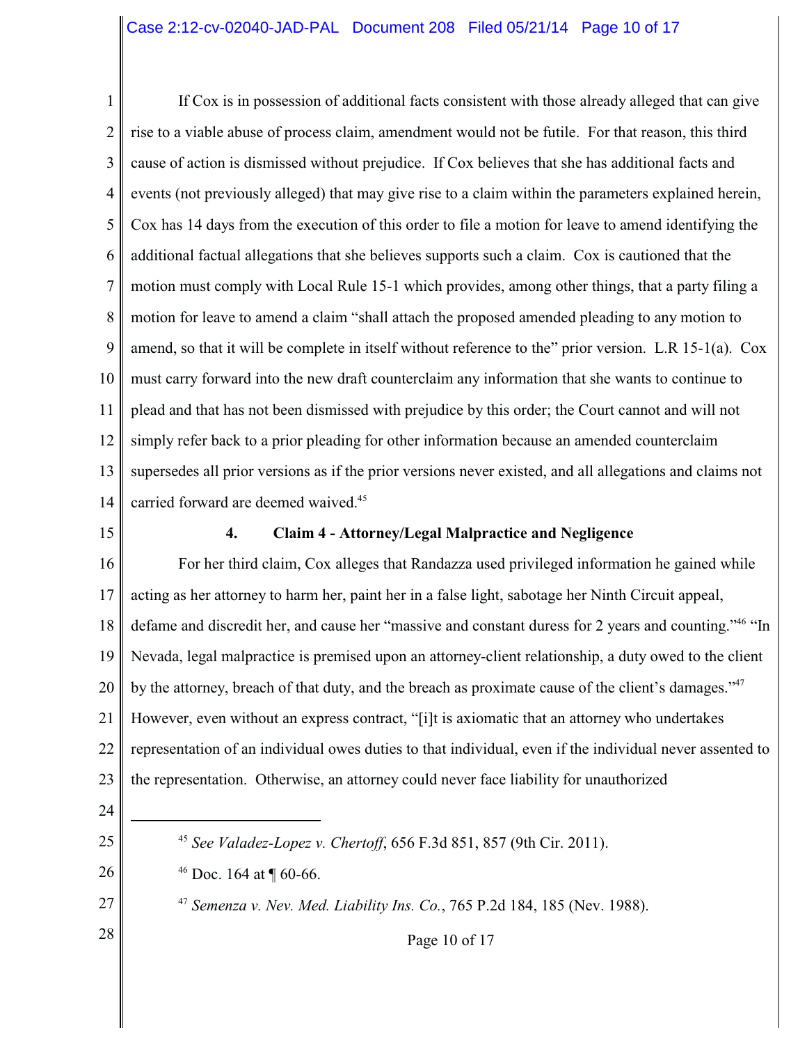If Cox is in possession of additional facts consistent with those already alleged that can give rise to a viable abuse of process claim, amendment would not be futile. For that reason, this third cause of action is dismissed without prejudice. If Cox believes that she has additional facts and events (not previously alleged) that may give rise to a claim within the parameters explained herein, Cox has 14 days from the execution of this order to file a motion for leave to amend identifying the additional factual allegations that she believes supports such a claim. Cox is cautioned that the motion must comply with Local Rule 15-1 which provides, among other things, that a party filing a motion for leave to amend a claim "shall attach the proposed amended pleading to any motion to amend, so that it will be complete in itself without reference to the" prior version. L.R 15-1(a). Cox must carry forward into the new draft counterclaim any information that she wants to continue to plead and that has not been dismissed with prejudice by this order; the Court cannot and will not simply refer back to a prior pleading for other information because an amended counterclaim supersedes all prior versions as if the prior versions never existed, and all allegations and claims not carried forward are deemed waived.[45]

#### 4. Claim 4 - Attorney/Legal Malpractice and Negligence

For her third claim, Cox alleges that Randazza used privileged information he gained while acting as her attorney to harm her, paint her in a false light, sabotage her Ninth Circuit appeal, defame and discredit her, and cause her "massive and constant duress for 2 years and counting."[46] "In Nevada, legal malpractice is premised upon an attorney-client relationship, a duty owed to the client by the attorney, breach of that duty, and the breach as proximate cause of the client's damages."[47] However, even without an express contract, "[i]t is axiomatic that an attorney who undertakes representation of an individual owes duties to that individual, even if the individual never assented to the representation. Otherwise, an attorney could never face liability for unauthorized

---

[45] *See Valadez-Lopez v. Chertoff*, 656 F.3d 851, 857 (9th Cir. 2011).

[46] Doc. 164 at ¶ 60-66.

[47] *Semenza v. Nev. Med. Liability Ins. Co.*, 765 P.2d 184, 185 (Nev. 1988).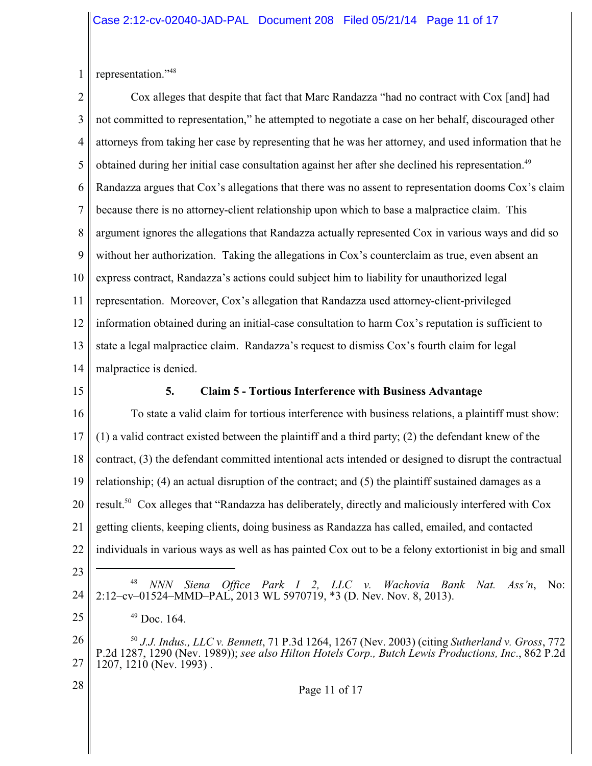representation."[48]

Cox alleges that despite that fact that Marc Randazza "had no contract with Cox [and] had not committed to representation," he attempted to negotiate a case on her behalf, discouraged other attorneys from taking her case by representing that he was her attorney, and used information that he obtained during her initial case consultation against her after she declined his representation.[49] Randazza argues that Cox's allegations that there was no assent to representation dooms Cox's claim because there is no attorney-client relationship upon which to base a malpractice claim. This argument ignores the allegations that Randazza actually represented Cox in various ways and did so without her authorization. Taking the allegations in Cox's counterclaim as true, even absent an express contract, Randazza's actions could subject him to liability for unauthorized legal representation. Moreover, Cox's allegation that Randazza used attorney-client-privileged information obtained during an initial-case consultation to harm Cox's reputation is sufficient to state a legal malpractice claim. Randazza's request to dismiss Cox's fourth claim for legal malpractice is denied.

### 5. Claim 5 - Tortious Interference with Business Advantage

To state a valid claim for tortious interference with business relations, a plaintiff must show: (1) a valid contract existed between the plaintiff and a third party; (2) the defendant knew of the contract, (3) the defendant committed intentional acts intended or designed to disrupt the contractual relationship; (4) an actual disruption of the contract; and (5) the plaintiff sustained damages as a result.[50] Cox alleges that "Randazza has deliberately, directly and maliciously interfered with Cox getting clients, keeping clients, doing business as Randazza has called, emailed, and contacted individuals in various ways as well as has painted Cox out to be a felony extortionist in big and small

---

[48] *NNN Siena Office Park I 2, LLC v. Wachovia Bank Nat. Ass'n*, No: 2:12–cv–01524–MMD–PAL, 2013 WL 5970719, *3 (D. Nev. Nov. 8, 2013).

[49] Doc. 164.

[50] *J.J. Indus., LLC v. Bennett*, 71 P.3d 1264, 1267 (Nev. 2003) (citing *Sutherland v. Gross*, 772 P.2d 1287, 1290 (Nev. 1989)); *see also Hilton Hotels Corp., Butch Lewis Productions, Inc.*, 862 P.2d 1207, 1210 (Nev. 1993) .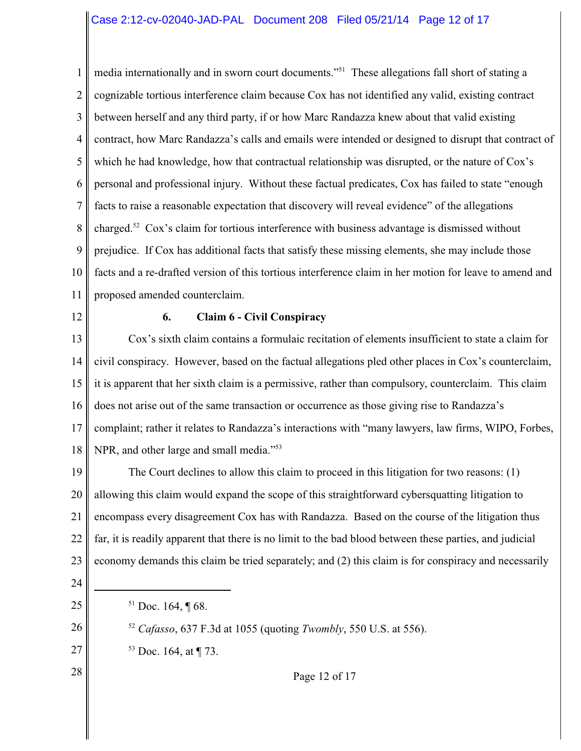media internationally and in sworn court documents."[51] These allegations fall short of stating a cognizable tortious interference claim because Cox has not identified any valid, existing contract between herself and any third party, if or how Marc Randazza knew about that valid existing contract, how Marc Randazza's calls and emails were intended or designed to disrupt that contract of which he had knowledge, how that contractual relationship was disrupted, or the nature of Cox's personal and professional injury. Without these factual predicates, Cox has failed to state "enough facts to raise a reasonable expectation that discovery will reveal evidence" of the allegations charged.[52] Cox's claim for tortious interference with business advantage is dismissed without prejudice. If Cox has additional facts that satisfy these missing elements, she may include those facts and a re-drafted version of this tortious interference claim in her motion for leave to amend and proposed amended counterclaim.

### 6. Claim 6 - Civil Conspiracy

Cox's sixth claim contains a formulaic recitation of elements insufficient to state a claim for civil conspiracy. However, based on the factual allegations pled other places in Cox's counterclaim, it is apparent that her sixth claim is a permissive, rather than compulsory, counterclaim. This claim does not arise out of the same transaction or occurrence as those giving rise to Randazza's complaint; rather it relates to Randazza's interactions with "many lawyers, law firms, WIPO, Forbes, NPR, and other large and small media."[53]

The Court declines to allow this claim to proceed in this litigation for two reasons: (1) allowing this claim would expand the scope of this straightforward cybersquatting litigation to encompass every disagreement Cox has with Randazza. Based on the course of the litigation thus far, it is readily apparent that there is no limit to the bad blood between these parties, and judicial economy demands this claim be tried separately; and (2) this claim is for conspiracy and necessarily

---

[51] Doc. 164, ¶ 68.

[52] *Cafasso*, 637 F.3d at 1055 (quoting *Twombly*, 550 U.S. at 556).

[53] Doc. 164, at ¶ 73.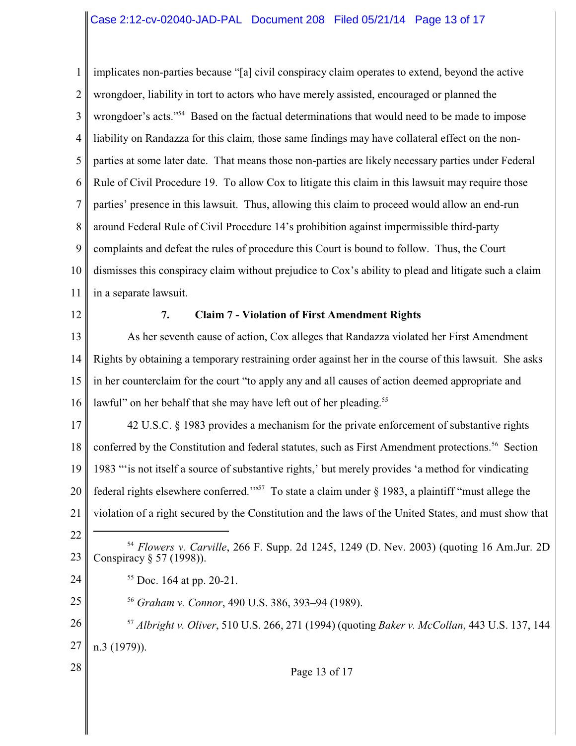implicates non-parties because "[a] civil conspiracy claim operates to extend, beyond the active wrongdoer, liability in tort to actors who have merely assisted, encouraged or planned the wrongdoer's acts."[54] Based on the factual determinations that would need to be made to impose liability on Randazza for this claim, those same findings may have collateral effect on the non-parties at some later date. That means those non-parties are likely necessary parties under Federal Rule of Civil Procedure 19. To allow Cox to litigate this claim in this lawsuit may require those parties' presence in this lawsuit. Thus, allowing this claim to proceed would allow an end-run around Federal Rule of Civil Procedure 14's prohibition against impermissible third-party complaints and defeat the rules of procedure this Court is bound to follow. Thus, the Court dismisses this conspiracy claim without prejudice to Cox's ability to plead and litigate such a claim in a separate lawsuit.

**7. Claim 7 - Violation of First Amendment Rights**

As her seventh cause of action, Cox alleges that Randazza violated her First Amendment Rights by obtaining a temporary restraining order against her in the course of this lawsuit. She asks in her counterclaim for the court "to apply any and all causes of action deemed appropriate and lawful" on her behalf that she may have left out of her pleading.[55]

42 U.S.C. § 1983 provides a mechanism for the private enforcement of substantive rights conferred by the Constitution and federal statutes, such as First Amendment protections.[56] Section 1983 "'is not itself a source of substantive rights,' but merely provides 'a method for vindicating federal rights elsewhere conferred.'"[57] To state a claim under § 1983, a plaintiff "must allege the violation of a right secured by the Constitution and the laws of the United States, and must show that

---

[54] *Flowers v. Carville*, 266 F. Supp. 2d 1245, 1249 (D. Nev. 2003) (quoting 16 Am.Jur. 2D Conspiracy § 57 (1998)).

[55] Doc. 164 at pp. 20-21.

[56] *Graham v. Connor*, 490 U.S. 386, 393–94 (1989).

[57] *Albright v. Oliver*, 510 U.S. 266, 271 (1994) (quoting *Baker v. McCollan*, 443 U.S. 137, 144 n.3 (1979)).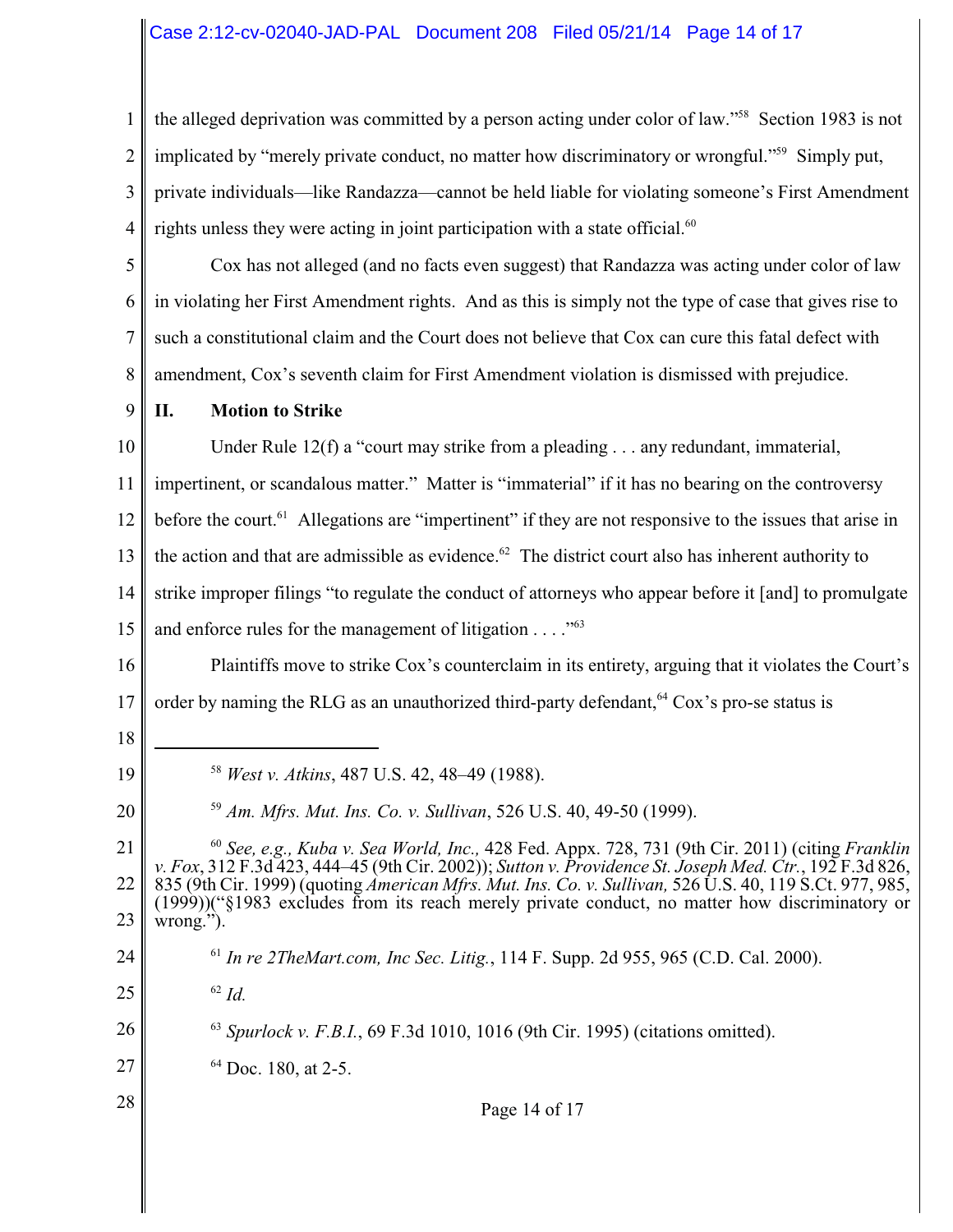the alleged deprivation was committed by a person acting under color of law."[58] Section 1983 is not implicated by "merely private conduct, no matter how discriminatory or wrongful."[59] Simply put, private individuals—like Randazza—cannot be held liable for violating someone's First Amendment rights unless they were acting in joint participation with a state official.[60]

Cox has not alleged (and no facts even suggest) that Randazza was acting under color of law in violating her First Amendment rights. And as this is simply not the type of case that gives rise to such a constitutional claim and the Court does not believe that Cox can cure this fatal defect with amendment, Cox's seventh claim for First Amendment violation is dismissed with prejudice.

## II. Motion to Strike

Under Rule 12(f) a "court may strike from a pleading . . . any redundant, immaterial, impertinent, or scandalous matter." Matter is "immaterial" if it has no bearing on the controversy before the court.[61] Allegations are "impertinent" if they are not responsive to the issues that arise in the action and that are admissible as evidence.[62] The district court also has inherent authority to strike improper filings "to regulate the conduct of attorneys who appear before it [and] to promulgate and enforce rules for the management of litigation . . . ."[63]

Plaintiffs move to strike Cox's counterclaim in its entirety, arguing that it violates the Court's order by naming the RLG as an unauthorized third-party defendant,[64] Cox's pro-se status is

---

[58] *West v. Atkins*, 487 U.S. 42, 48–49 (1988).

[59] *Am. Mfrs. Mut. Ins. Co. v. Sullivan*, 526 U.S. 40, 49-50 (1999).

[60] *See, e.g., Kuba v. Sea World, Inc.,* 428 Fed. Appx. 728, 731 (9th Cir. 2011) (citing *Franklin v. Fox*, 312 F.3d 423, 444–45 (9th Cir. 2002)); *Sutton v. Providence St. Joseph Med. Ctr.*, 192 F.3d 826, 835 (9th Cir. 1999) (quoting *American Mfrs. Mut. Ins. Co. v. Sullivan,* 526 U.S. 40, 119 S.Ct. 977, 985, (1999))("§1983 excludes from its reach merely private conduct, no matter how discriminatory or wrong.").

[61] *In re 2TheMart.com, Inc Sec. Litig.*, 114 F. Supp. 2d 955, 965 (C.D. Cal. 2000).

[62] *Id.*

[63] *Spurlock v. F.B.I.*, 69 F.3d 1010, 1016 (9th Cir. 1995) (citations omitted).

[64] Doc. 180, at 2-5.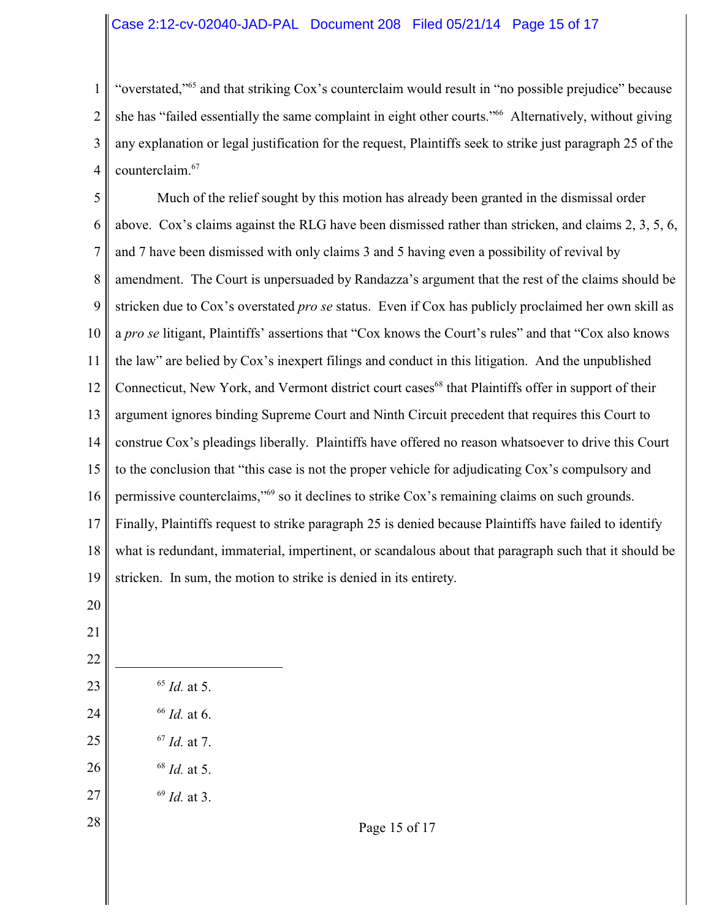"overstated,"[65] and that striking Cox's counterclaim would result in "no possible prejudice" because she has "failed essentially the same complaint in eight other courts."[66] Alternatively, without giving any explanation or legal justification for the request, Plaintiffs seek to strike just paragraph 25 of the counterclaim.[67]

Much of the relief sought by this motion has already been granted in the dismissal order above. Cox's claims against the RLG have been dismissed rather than stricken, and claims 2, 3, 5, 6, and 7 have been dismissed with only claims 3 and 5 having even a possibility of revival by amendment. The Court is unpersuaded by Randazza's argument that the rest of the claims should be stricken due to Cox's overstated *pro se* status. Even if Cox has publicly proclaimed her own skill as a *pro se* litigant, Plaintiffs' assertions that "Cox knows the Court's rules" and that "Cox also knows the law" are belied by Cox's inexpert filings and conduct in this litigation. And the unpublished Connecticut, New York, and Vermont district court cases[68] that Plaintiffs offer in support of their argument ignores binding Supreme Court and Ninth Circuit precedent that requires this Court to construe Cox's pleadings liberally. Plaintiffs have offered no reason whatsoever to drive this Court to the conclusion that "this case is not the proper vehicle for adjudicating Cox's compulsory and permissive counterclaims,"[69] so it declines to strike Cox's remaining claims on such grounds. Finally, Plaintiffs request to strike paragraph 25 is denied because Plaintiffs have failed to identify what is redundant, immaterial, impertinent, or scandalous about that paragraph such that it should be stricken. In sum, the motion to strike is denied in its entirety.

---

[65] *Id.* at 5.

[66] *Id.* at 6.

[67] *Id.* at 7.

[68] *Id.* at 5.

[69] *Id.* at 3.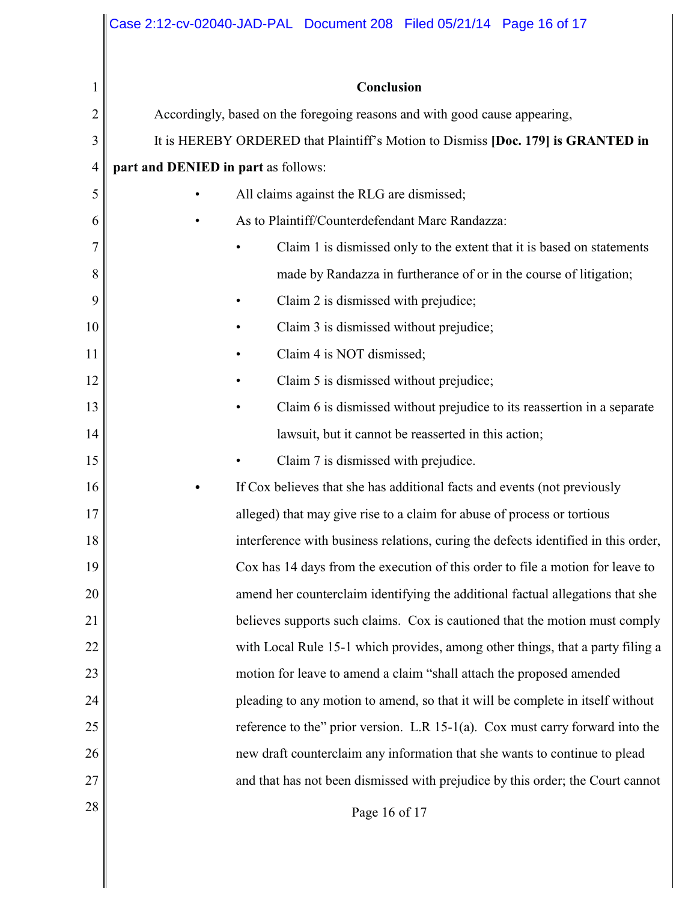## Conclusion

Accordingly, based on the foregoing reasons and with good cause appearing,

It is HEREBY ORDERED that Plaintiff's Motion to Dismiss **[Doc. 179] is GRANTED in part and DENIED in part** as follows:

- All claims against the RLG are dismissed;
- As to Plaintiff/Counterdefendant Marc Randazza:
  - Claim 1 is dismissed only to the extent that it is based on statements made by Randazza in furtherance of or in the course of litigation;
  - Claim 2 is dismissed with prejudice;
  - Claim 3 is dismissed without prejudice;
  - Claim 4 is NOT dismissed;
  - Claim 5 is dismissed without prejudice;
  - Claim 6 is dismissed without prejudice to its reassertion in a separate lawsuit, but it cannot be reasserted in this action;
  - Claim 7 is dismissed with prejudice.
- If Cox believes that she has additional facts and events (not previously alleged) that may give rise to a claim for abuse of process or tortious interference with business relations, curing the defects identified in this order, Cox has 14 days from the execution of this order to file a motion for leave to amend her counterclaim identifying the additional factual allegations that she believes supports such claims. Cox is cautioned that the motion must comply with Local Rule 15-1 which provides, among other things, that a party filing a motion for leave to amend a claim "shall attach the proposed amended pleading to any motion to amend, so that it will be complete in itself without reference to the" prior version. L.R 15-1(a). Cox must carry forward into the new draft counterclaim any information that she wants to continue to plead and that has not been dismissed with prejudice by this order; the Court cannot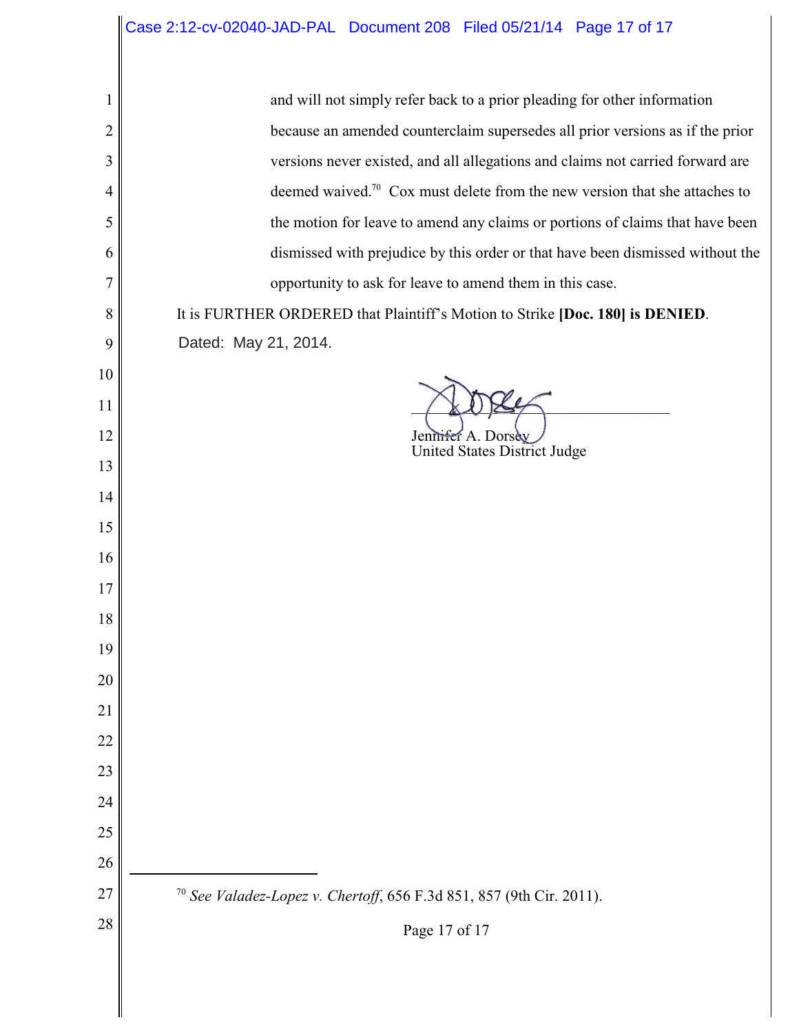and will not simply refer back to a prior pleading for other information because an amended counterclaim supersedes all prior versions as if the prior versions never existed, and all allegations and claims not carried forward are deemed waived.[70] Cox must delete from the new version that she attaches to the motion for leave to amend any claims or portions of claims that have been dismissed with prejudice by this order or that have been dismissed without the opportunity to ask for leave to amend them in this case.

It is FURTHER ORDERED that Plaintiff's Motion to Strike **[Doc. 180] is DENIED**.

Dated: May 21, 2014.

Jennifer A. Dorsey
United States District Judge

[70] *See Valadez-Lopez v. Chertoff*, 656 F.3d 851, 857 (9th Cir. 2011).